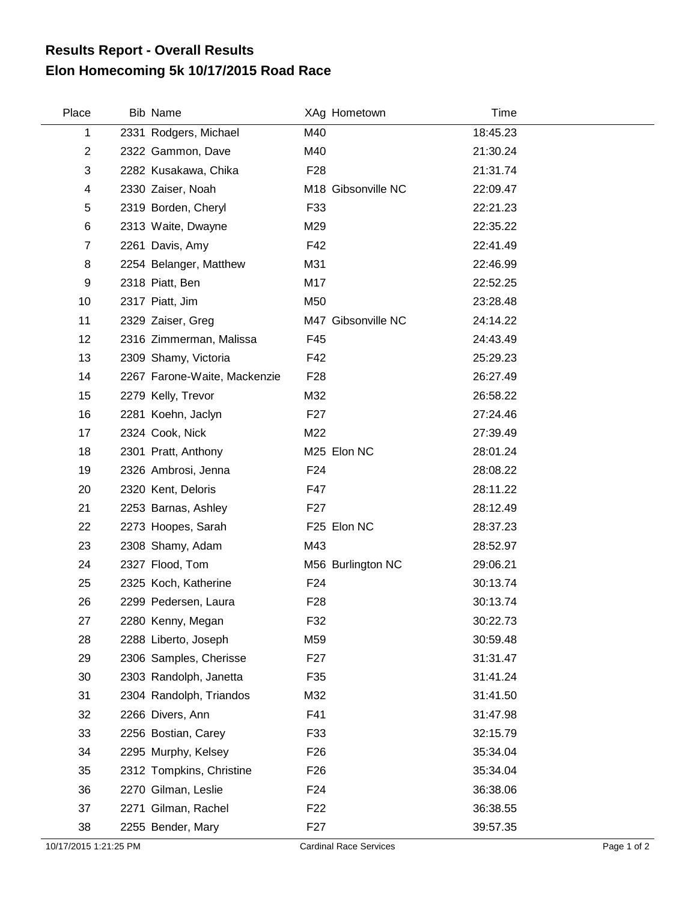# Results Report - Overall Results

## Elon Homecoming 5k 10/17/2015 Road Race

| Place | Bib | Name | XAg | Hometown | Time |
|---|---|---|---|---|---|
| 1 | 2331 | Rodgers, Michael | M40 | | 18:45.23 |
| 2 | 2322 | Gammon, Dave | M40 | | 21:30.24 |
| 3 | 2282 | Kusakawa, Chika | F28 | | 21:31.74 |
| 4 | 2330 | Zaiser, Noah | M18 | Gibsonville NC | 22:09.47 |
| 5 | 2319 | Borden, Cheryl | F33 | | 22:21.23 |
| 6 | 2313 | Waite, Dwayne | M29 | | 22:35.22 |
| 7 | 2261 | Davis, Amy | F42 | | 22:41.49 |
| 8 | 2254 | Belanger, Matthew | M31 | | 22:46.99 |
| 9 | 2318 | Piatt, Ben | M17 | | 22:52.25 |
| 10 | 2317 | Piatt, Jim | M50 | | 23:28.48 |
| 11 | 2329 | Zaiser, Greg | M47 | Gibsonville NC | 24:14.22 |
| 12 | 2316 | Zimmerman, Malissa | F45 | | 24:43.49 |
| 13 | 2309 | Shamy, Victoria | F42 | | 25:29.23 |
| 14 | 2267 | Farone-Waite, Mackenzie | F28 | | 26:27.49 |
| 15 | 2279 | Kelly, Trevor | M32 | | 26:58.22 |
| 16 | 2281 | Koehn, Jaclyn | F27 | | 27:24.46 |
| 17 | 2324 | Cook, Nick | M22 | | 27:39.49 |
| 18 | 2301 | Pratt, Anthony | M25 | Elon NC | 28:01.24 |
| 19 | 2326 | Ambrosi, Jenna | F24 | | 28:08.22 |
| 20 | 2320 | Kent, Deloris | F47 | | 28:11.22 |
| 21 | 2253 | Barnas, Ashley | F27 | | 28:12.49 |
| 22 | 2273 | Hoopes, Sarah | F25 | Elon NC | 28:37.23 |
| 23 | 2308 | Shamy, Adam | M43 | | 28:52.97 |
| 24 | 2327 | Flood, Tom | M56 | Burlington NC | 29:06.21 |
| 25 | 2325 | Koch, Katherine | F24 | | 30:13.74 |
| 26 | 2299 | Pedersen, Laura | F28 | | 30:13.74 |
| 27 | 2280 | Kenny, Megan | F32 | | 30:22.73 |
| 28 | 2288 | Liberto, Joseph | M59 | | 30:59.48 |
| 29 | 2306 | Samples, Cherisse | F27 | | 31:31.47 |
| 30 | 2303 | Randolph, Janetta | F35 | | 31:41.24 |
| 31 | 2304 | Randolph, Triandos | M32 | | 31:41.50 |
| 32 | 2266 | Divers, Ann | F41 | | 31:47.98 |
| 33 | 2256 | Bostian, Carey | F33 | | 32:15.79 |
| 34 | 2295 | Murphy, Kelsey | F26 | | 35:34.04 |
| 35 | 2312 | Tompkins, Christine | F26 | | 35:34.04 |
| 36 | 2270 | Gilman, Leslie | F24 | | 36:38.06 |
| 37 | 2271 | Gilman, Rachel | F22 | | 36:38.55 |
| 38 | 2255 | Bender, Mary | F27 | | 39:57.35 |

10/17/2015 1:21:25 PM Cardinal Race Services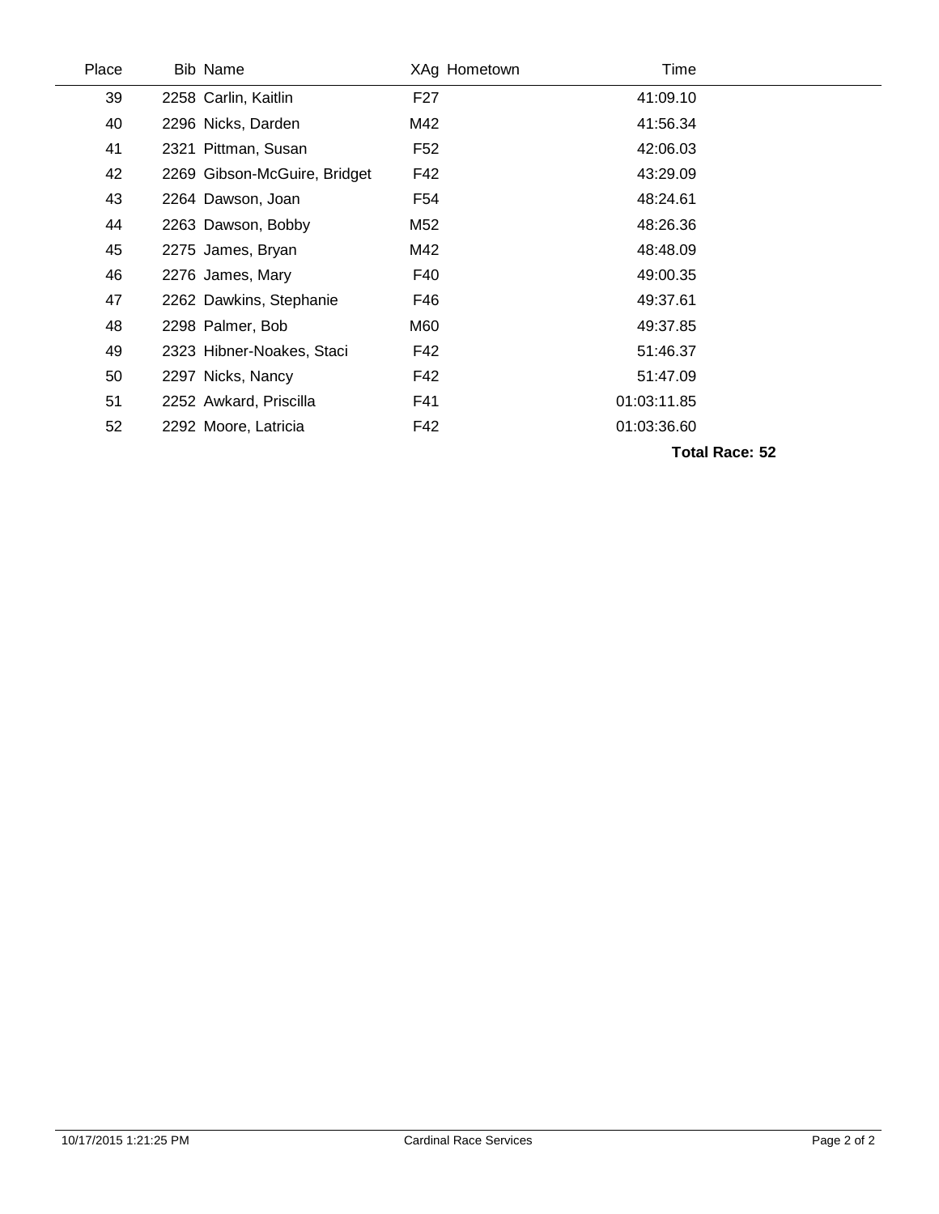| Place | Bib | Name | XAg | Hometown | Time |
|---|---|---|---|---|---|
| 39 | 2258 | Carlin, Kaitlin | F27 | | 41:09.10 |
| 40 | 2296 | Nicks, Darden | M42 | | 41:56.34 |
| 41 | 2321 | Pittman, Susan | F52 | | 42:06.03 |
| 42 | 2269 | Gibson-McGuire, Bridget | F42 | | 43:29.09 |
| 43 | 2264 | Dawson, Joan | F54 | | 48:24.61 |
| 44 | 2263 | Dawson, Bobby | M52 | | 48:26.36 |
| 45 | 2275 | James, Bryan | M42 | | 48:48.09 |
| 46 | 2276 | James, Mary | F40 | | 49:00.35 |
| 47 | 2262 | Dawkins, Stephanie | F46 | | 49:37.61 |
| 48 | 2298 | Palmer, Bob | M60 | | 49:37.85 |
| 49 | 2323 | Hibner-Noakes, Staci | F42 | | 51:46.37 |
| 50 | 2297 | Nicks, Nancy | F42 | | 51:47.09 |
| 51 | 2252 | Awkard, Priscilla | F41 | | 01:03:11.85 |
| 52 | 2292 | Moore, Latricia | F42 | | 01:03:36.60 |

**Total Race: 52**

10/17/2015 1:21:25 PM

Cardinal Race Services